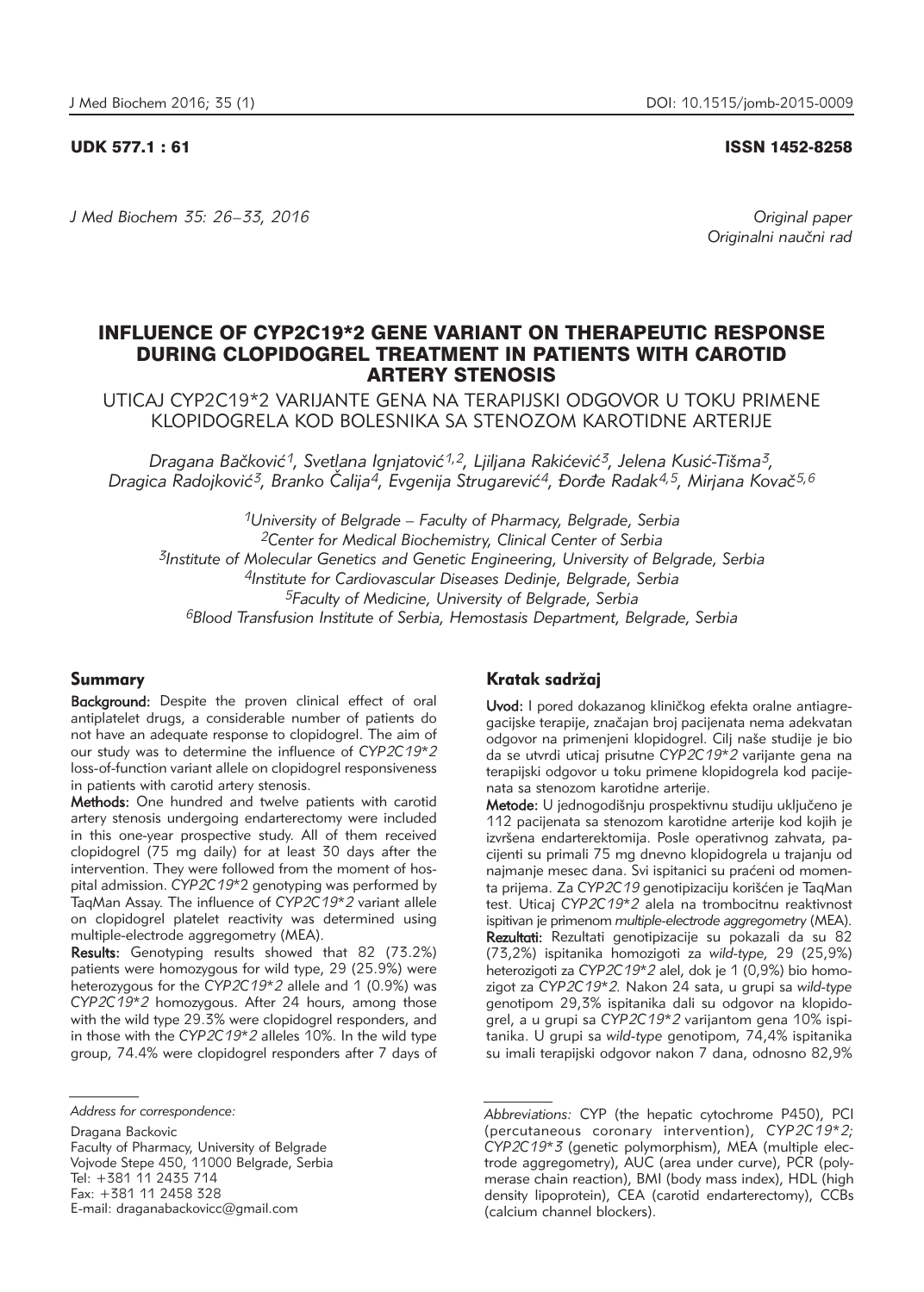UDK 577.1 : 61

ISSN 1452-8258

*J Med Biochem 35: 26–33, 2016*

*Original paper*
*Originalni naučni rad*

# INFLUENCE OF CYP2C19*2 GENE VARIANT ON THERAPEUTIC RESPONSE DURING CLOPIDOGREL TREATMENT IN PATIENTS WITH CAROTID ARTERY STENOSIS

## UTICAJ CYP2C19*2 VARIJANTE GENA NA TERAPIJSKI ODGOVOR U TOKU PRIMENE KLOPIDOGRELA KOD BOLESNIKA SA STENOZOM KAROTIDNE ARTERIJE

*Dragana Bačković[1], Svetlana Ignjatović[1,2], Ljiljana Rakićević[3], Jelena Kusić-Tišma[3], Dragica Radojković[3], Branko Čalija[4], Evgenija Strugarević[4], Đorđe Radak[4,5], Mirjana Kovač[5,6]*

[1]University of Belgrade – Faculty of Pharmacy, Belgrade, Serbia
[2]Center for Medical Biochemistry, Clinical Center of Serbia
[3]Institute of Molecular Genetics and Genetic Engineering, University of Belgrade, Serbia
[4]Institute for Cardiovascular Diseases Dedinje, Belgrade, Serbia
[5]Faculty of Medicine, University of Belgrade, Serbia
[6]Blood Transfusion Institute of Serbia, Hemostasis Department, Belgrade, Serbia

## Summary

**Background:** Despite the proven clinical effect of oral antiplatelet drugs, a considerable number of patients do not have an adequate response to clopidogrel. The aim of our study was to determine the influence of *CYP2C19*2* loss-of-function variant allele on clopidogrel responsiveness in patients with carotid artery stenosis.

**Methods:** One hundred and twelve patients with carotid artery stenosis undergoing endarterectomy were included in this one-year prospective study. All of them received clopidogrel (75 mg daily) for at least 30 days after the intervention. They were followed from the moment of hospital admission. *CYP2C19*2* genotyping was performed by TaqMan Assay. The influence of *CYP2C19*2* variant allele on clopidogrel platelet reactivity was determined using multiple-electrode aggregometry (MEA).

**Results:** Genotyping results showed that 82 (73.2%) patients were homozygous for wild type, 29 (25.9%) were heterozygous for the *CYP2C19*2* allele and 1 (0.9%) was *CYP2C19*2* homozygous. After 24 hours, among those with the wild type 29.3% were clopidogrel responders, and in those with the *CYP2C19*2* alleles 10%. In the wild type group, 74.4% were clopidogrel responders after 7 days of

## Kratak sadržaj

**Uvod:** I pored dokazanog kliničkog efekta oralne antiagregacijske terapije, značajan broj pacijenata nema adekvatan odgovor na primenjeni klopidogrel. Cilj naše studije je bio da se utvrdi uticaj prisutne *CYP2C19*2* varijante gena na terapijski odgovor u toku primene klopidogrela kod pacijenata sa stenozom karotidne arterije.

**Metode:** U jednogodišnju prospektivnu studiju uključeno je 112 pacijenata sa stenozom karotidne arterije kod kojih je izvršena endarterektomija. Posle operativnog zahvata, pacijenti su primali 75 mg dnevno klopidogrela u trajanju od najmanje mesec dana. Svi ispitanici su praćeni od momenta prijema. Za *CYP2C19* genotipizaciju korišćen je TaqMan test. Uticaj *CYP2C19*2* alela na trombocitnu reaktivnost ispitivan je primenom *multiple-electrode aggregometry* (MEA).

**Rezultati:** Rezultati genotipizacije su pokazali da su 82 (73,2%) ispitanika homozigoti za *wild-type*, 29 (25,9%) heterozigoti za *CYP2C19*2* alel, dok je 1 (0,9%) bio homozigot za *CYP2C19*2.* Nakon 24 sata, u grupi sa *wild-type* genotipom 29,3% ispitanika dali su odgovor na klopidogrel, a u grupi sa *CYP2C19*2* varijantom gena 10% ispitanika. U grupi sa *wild-type* genotipom, 74,4% ispitanika su imali terapijski odgovor nakon 7 dana, odnosno 82,9%

---

*Address for correspondence:*

Dragana Backovic
Faculty of Pharmacy, University of Belgrade
Vojvode Stepe 450, 11000 Belgrade, Serbia
Tel: +381 11 2435 714
Fax: +381 11 2458 328
E-mail: draganabackovicc@gmail.com

*Abbreviations:* CYP (the hepatic cytochrome P450), PCI (percutaneous coronary intervention), *CYP2C19*2; CYP2C19*3* (genetic polymorphism), MEA (multiple electrode aggregometry), AUC (area under curve), PCR (polymerase chain reaction), BMI (body mass index), HDL (high density lipoprotein), CEA (carotid endarterectomy), CCBs (calcium channel blockers).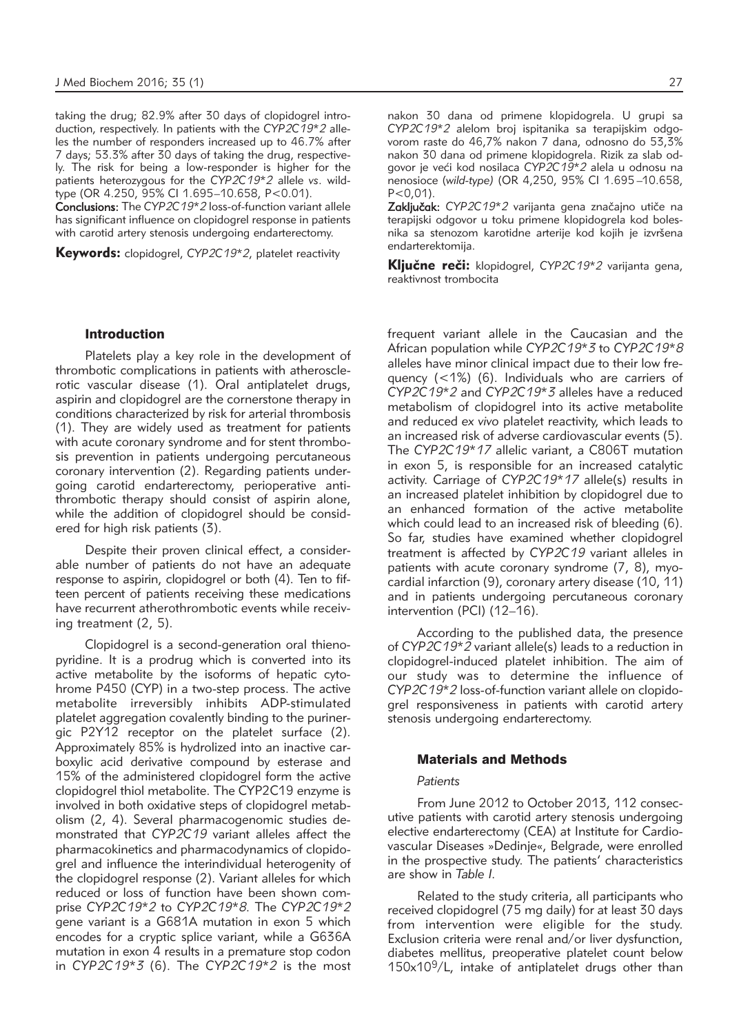taking the drug; 82.9% after 30 days of clopidogrel introduction, respectively. In patients with the *CYP2C19*2* alleles the number of responders increased up to 46.7% after 7 days; 53.3% after 30 days of taking the drug, respectively. The risk for being a low-responder is higher for the patients heterozygous for the *CYP2C19*2* allele *vs*. wild-type (OR 4.250, 95% CI 1.695–10.658, P<0.01).

**Conclusions:** The *CYP2C19*2* loss-of-function variant allele has significant influence on clopidogrel response in patients with carotid artery stenosis undergoing endarterectomy.

**Keywords:** clopidogrel, *CYP2C19*2*, platelet reactivity

nakon 30 dana od primene klopidogrela. U grupi sa *CYP2C19*2* alelom broj ispitanika sa terapijskim odgovorom raste do 46,7% nakon 7 dana, odnosno do 53,3% nakon 30 dana od primene klopidogrela. Rizik za slab odgovor je veći kod nosilaca *CYP2C19*2* alela u odnosu na nenosioce (*wild-type)* (OR 4,250, 95% CI 1.695–10.658, P<0,01).

**Zaključak:** *CYP2C19*2* varijanta gena značajno utiče na terapijski odgovor u toku primene klopidogrela kod bolesnika sa stenozom karotidne arterije kod kojih je izvršena endarterektomija.

**Ključne reči:** klopidogrel, *CYP2C19*2* varijanta gena, reaktivnost trombocita

## Introduction

Platelets play a key role in the development of thrombotic complications in patients with atherosclerotic vascular disease (1). Oral antiplatelet drugs, aspirin and clopidogrel are the cornerstone therapy in conditions characterized by risk for arterial thrombosis (1). They are widely used as treatment for patients with acute coronary syndrome and for stent thrombosis prevention in patients undergoing percutaneous coronary intervention (2). Regarding patients undergoing carotid endarterectomy, perioperative antithrombotic therapy should consist of aspirin alone, while the addition of clopidogrel should be considered for high risk patients (3).

Despite their proven clinical effect, a considerable number of patients do not have an adequate response to aspirin, clopidogrel or both (4). Ten to fifteen percent of patients receiving these medications have recurrent atherothrombotic events while receiving treatment (2, 5).

Clopidogrel is a second-generation oral thienopyridine. It is a prodrug which is converted into its active metabolite by the isoforms of hepatic cytochrome P450 (CYP) in a two-step process. The active metabolite irreversibly inhibits ADP-stimulated platelet aggregation covalently binding to the purinergic P2Y12 receptor on the platelet surface (2). Approximately 85% is hydrolized into an inactive carboxylic acid derivative compound by esterase and 15% of the administered clopidogrel form the active clopidogrel thiol metabolite. The CYP2C19 enzyme is involved in both oxidative steps of clopidogrel metabolism (2, 4). Several pharmacogenomic studies demonstrated that *CYP2C19* variant alleles affect the pharmacokinetics and pharmacodynamics of clopidogrel and influence the interindividual heterogenity of the clopidogrel response (2). Variant alleles for which reduced or loss of function have been shown comprise *CYP2C19*2* to *CYP2C19*8*. The *CYP2C19*2* gene variant is a G681A mutation in exon 5 which encodes for a cryptic splice variant, while a G636A mutation in exon 4 results in a premature stop codon in *CYP2C19*3* (6). The *CYP2C19*2* is the most frequent variant allele in the Caucasian and the African population while *CYP2C19*3* to *CYP2C19*8* alleles have minor clinical impact due to their low frequency (<1%) (6). Individuals who are carriers of *CYP2C19*2* and *CYP2C19*3* alleles have a reduced metabolism of clopidogrel into its active metabolite and reduced *ex vivo* platelet reactivity, which leads to an increased risk of adverse cardiovascular events (5). The *CYP2C19*17* allelic variant, a C806T mutation in exon 5, is responsible for an increased catalytic activity. Carriage of *CYP2C19*17* allele(s) results in an increased platelet inhibition by clopidogrel due to an enhanced formation of the active metabolite which could lead to an increased risk of bleeding (6). So far, studies have examined whether clopidogrel treatment is affected by *CYP2C19* variant alleles in patients with acute coronary syndrome (7, 8), myocardial infarction (9), coronary artery disease (10, 11) and in patients undergoing percutaneous coronary intervention (PCI) (12–16).

According to the published data, the presence of *CYP2C19*2* variant allele(s) leads to a reduction in clopidogrel-induced platelet inhibition. The aim of our study was to determine the influence of *CYP2C19*2* loss-of-function variant allele on clopidogrel responsiveness in patients with carotid artery stenosis undergoing endarterectomy.

## Materials and Methods

### *Patients*

From June 2012 to October 2013, 112 consecutive patients with carotid artery stenosis undergoing elective endarterectomy (CEA) at Institute for Cardiovascular Diseases »Dedinje«, Belgrade, were enrolled in the prospective study. The patients' characteristics are show in *Table I*.

Related to the study criteria, all participants who received clopidogrel (75 mg daily) for at least 30 days from intervention were eligible for the study. Exclusion criteria were renal and/or liver dysfunction, diabetes mellitus, preoperative platelet count below $150 \times 10^9$/L, intake of antiplatelet drugs other than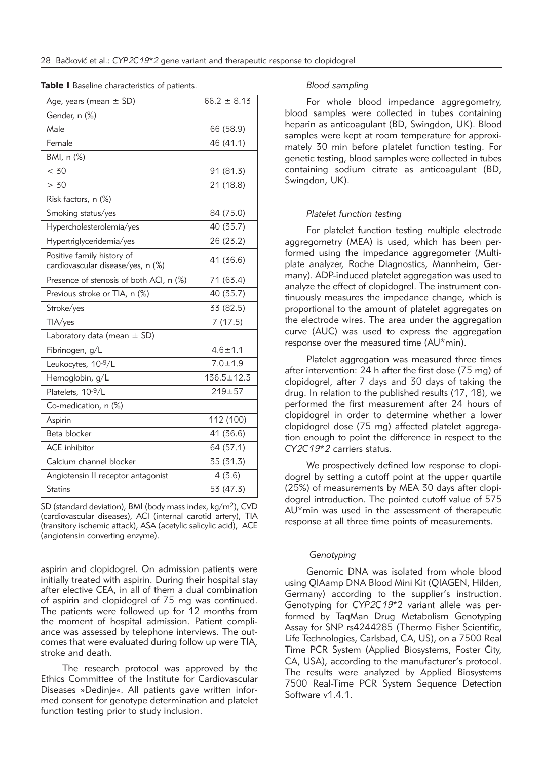**Table I** Baseline characteristics of patients.

| | |
|---|---|
| Age, years (mean ± SD) | 66.2 ± 8.13 |
| Gender, n (%) | |
| Male | 66 (58.9) |
| Female | 46 (41.1) |
| BMI, n (%) | |
| < 30 | 91 (81.3) |
| > 30 | 21 (18.8) |
| Risk factors, n (%) | |
| Smoking status/yes | 84 (75.0) |
| Hypercholesterolemia/yes | 40 (35.7) |
| Hypertriglyceridemia/yes | 26 (23.2) |
| Positive family history of cardiovascular disease/yes, n (%) | 41 (36.6) |
| Presence of stenosis of both ACI, n (%) | 71 (63.4) |
| Previous stroke or TIA, n (%) | 40 (35.7) |
| Stroke/yes | 33 (82.5) |
| TIA/yes | 7 (17.5) |
| Laboratory data (mean ± SD) | |
| Fibrinogen, g/L | 4.6±1.1 |
| Leukocytes, $10^{-9}$/L | 7.0±1.9 |
| Hemoglobin, g/L | 136.5±12.3 |
| Platelets, $10^{-9}$/L | 219±57 |
| Co-medication, n (%) | |
| Aspirin | 112 (100) |
| Beta blocker | 41 (36.6) |
| ACE inhibitor | 64 (57.1) |
| Calcium channel blocker | 35 (31.3) |
| Angiotensin II receptor antagonist | 4 (3.6) |
| Statins | 53 (47.3) |

SD (standard deviation), BMI (body mass index, kg/m$^2$), CVD (cardiovascular diseases), ACI (internal carotid artery), TIA (transitory ischemic attack), ASA (acetylic salicylic acid), ACE (angiotensin converting enzyme).

aspirin and clopidogrel. On admission patients were initially treated with aspirin. During their hospital stay after elective CEA, in all of them a dual combination of aspirin and clopidogrel of 75 mg was continued. The patients were followed up for 12 months from the moment of hospital admission. Patient compliance was assessed by telephone interviews. The outcomes that were evaluated during follow up were TIA, stroke and death.

The research protocol was approved by the Ethics Committee of the Institute for Cardiovascular Diseases »Dedinje«. All patients gave written informed consent for genotype determination and platelet function testing prior to study inclusion.

### *Blood sampling*

For whole blood impedance aggregometry, blood samples were collected in tubes containing heparin as anticoagulant (BD, Swingdon, UK). Blood samples were kept at room temperature for approximately 30 min before platelet function testing. For genetic testing, blood samples were collected in tubes containing sodium citrate as anticoagulant (BD, Swingdon, UK).

### *Platelet function testing*

For platelet function testing multiple electrode aggregometry (MEA) is used, which has been performed using the impedance aggregometer (Multiplate analyzer, Roche Diagnostics, Mannheim, Germany). ADP-induced platelet aggregation was used to analyze the effect of clopidogrel. The instrument continuously measures the impedance change, which is proportional to the amount of platelet aggregates on the electrode wires. The area under the aggregation curve (AUC) was used to express the aggregation response over the measured time (AU*min).

Platelet aggregation was measured three times after intervention: 24 h after the first dose (75 mg) of clopidogrel, after 7 days and 30 days of taking the drug. In relation to the published results (17, 18), we performed the first measurement after 24 hours of clopidogrel in order to determine whether a lower clopidogrel dose (75 mg) affected platelet aggregation enough to point the difference in respect to the *CY2C19*2* carriers status.

We prospectively defined low response to clopidogrel by setting a cutoff point at the upper quartile (25%) of measurements by MEA 30 days after clopidogrel introduction. The pointed cutoff value of 575 AU*min was used in the assessment of therapeutic response at all three time points of measurements.

### *Genotyping*

Genomic DNA was isolated from whole blood using QIAamp DNA Blood Mini Kit (QIAGEN, Hilden, Germany) according to the supplier's instruction. Genotyping for *CYP2C19*2* variant allele was performed by TaqMan Drug Metabolism Genotyping Assay for SNP rs4244285 (Thermo Fisher Scientific, Life Technologies, Carlsbad, CA, US), on a 7500 Real Time PCR System (Applied Biosystems, Foster City, CA, USA), according to the manufacturer's protocol. The results were analyzed by Applied Biosystems 7500 Real-Time PCR System Sequence Detection Software v1.4.1.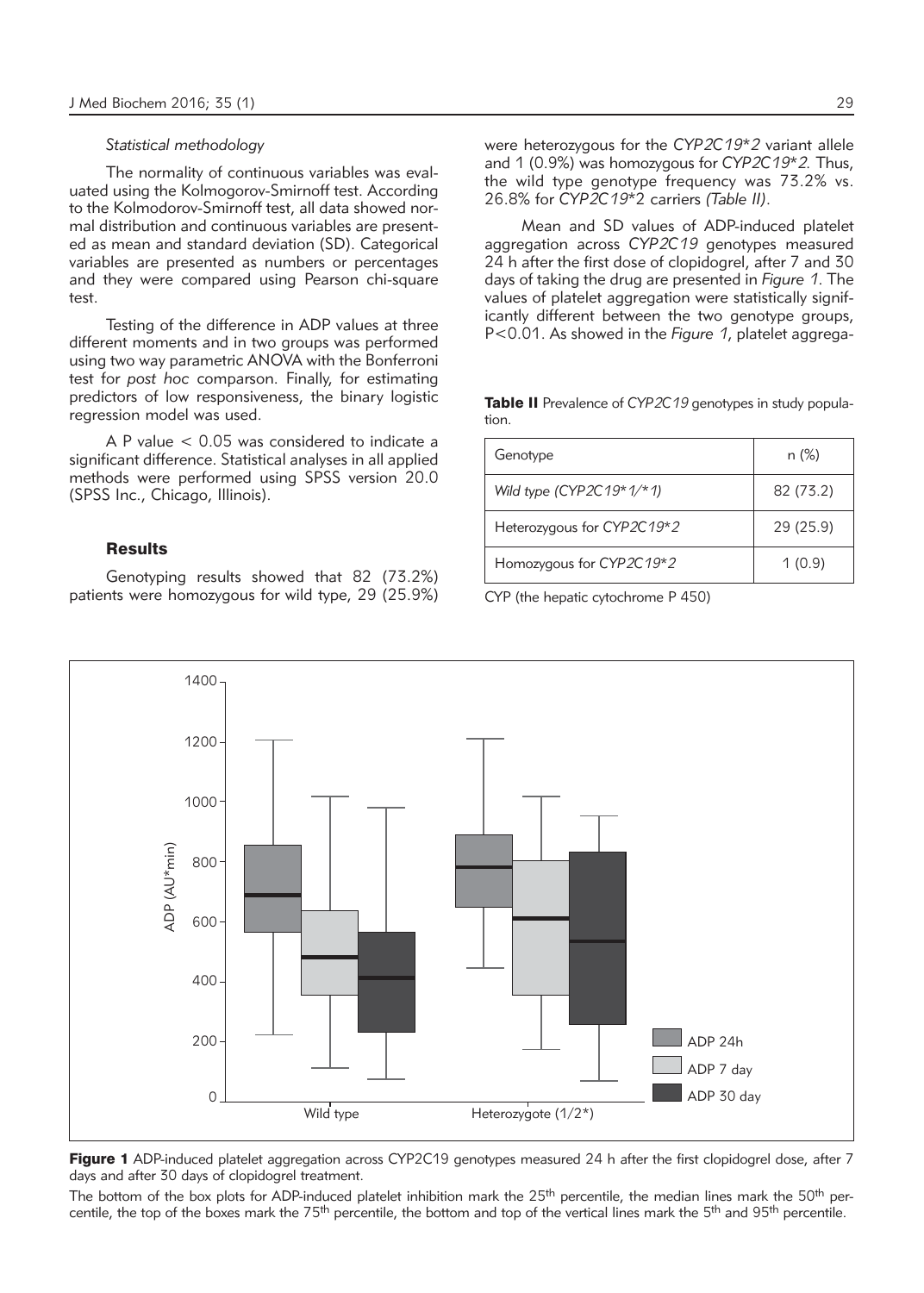*Statistical methodology*

The normality of continuous variables was evaluated using the Kolmogorov-Smirnoff test. According to the Kolmodorov-Smirnoff test, all data showed normal distribution and continuous variables are presented as mean and standard deviation (SD). Categorical variables are presented as numbers or percentages and they were compared using Pearson chi-square test.

Testing of the difference in ADP values at three different moments and in two groups was performed using two way parametric ANOVA with the Bonferroni test for *post hoc* comparson. Finally, for estimating predictors of low responsiveness, the binary logistic regression model was used.

A P value < 0.05 was considered to indicate a significant difference. Statistical analyses in all applied methods were performed using SPSS version 20.0 (SPSS Inc., Chicago, Illinois).

## Results

Genotyping results showed that 82 (73.2%) patients were homozygous for wild type, 29 (25.9%) were heterozygous for the *CYP2C19*\*2* variant allele and 1 (0.9%) was homozygous for *CYP2C19*\*2*. Thus, the wild type genotype frequency was 73.2% vs. 26.8% for *CYP2C19*\*2 carriers *(Table II)*.

Mean and SD values of ADP-induced platelet aggregation across *CYP2C19* genotypes measured 24 h after the first dose of clopidogrel, after 7 and 30 days of taking the drug are presented in *Figure 1*. The values of platelet aggregation were statistically significantly different between the two genotype groups, P<0.01. As showed in the *Figure 1*, platelet aggrega-

**Table II** Prevalence of *CYP2C19* genotypes in study population.

| Genotype | n (%) |
|---|---|
| *Wild type (CYP2C19*\*1/\*1)* | 82 (73.2) |
| Heterozygous for *CYP2C19*\*2* | 29 (25.9) |
| Homozygous for *CYP2C19*\*2* | 1 (0.9) |

CYP (the hepatic cytochrome P 450)

**Figure 1** ADP-induced platelet aggregation across CYP2C19 genotypes measured 24 h after the first clopidogrel dose, after 7 days and after 30 days of clopidogrel treatment.

The bottom of the box plots for ADP-induced platelet inhibition mark the 25th percentile, the median lines mark the 50th percentile, the top of the boxes mark the 75th percentile, the bottom and top of the vertical lines mark the 5th and 95th percentile.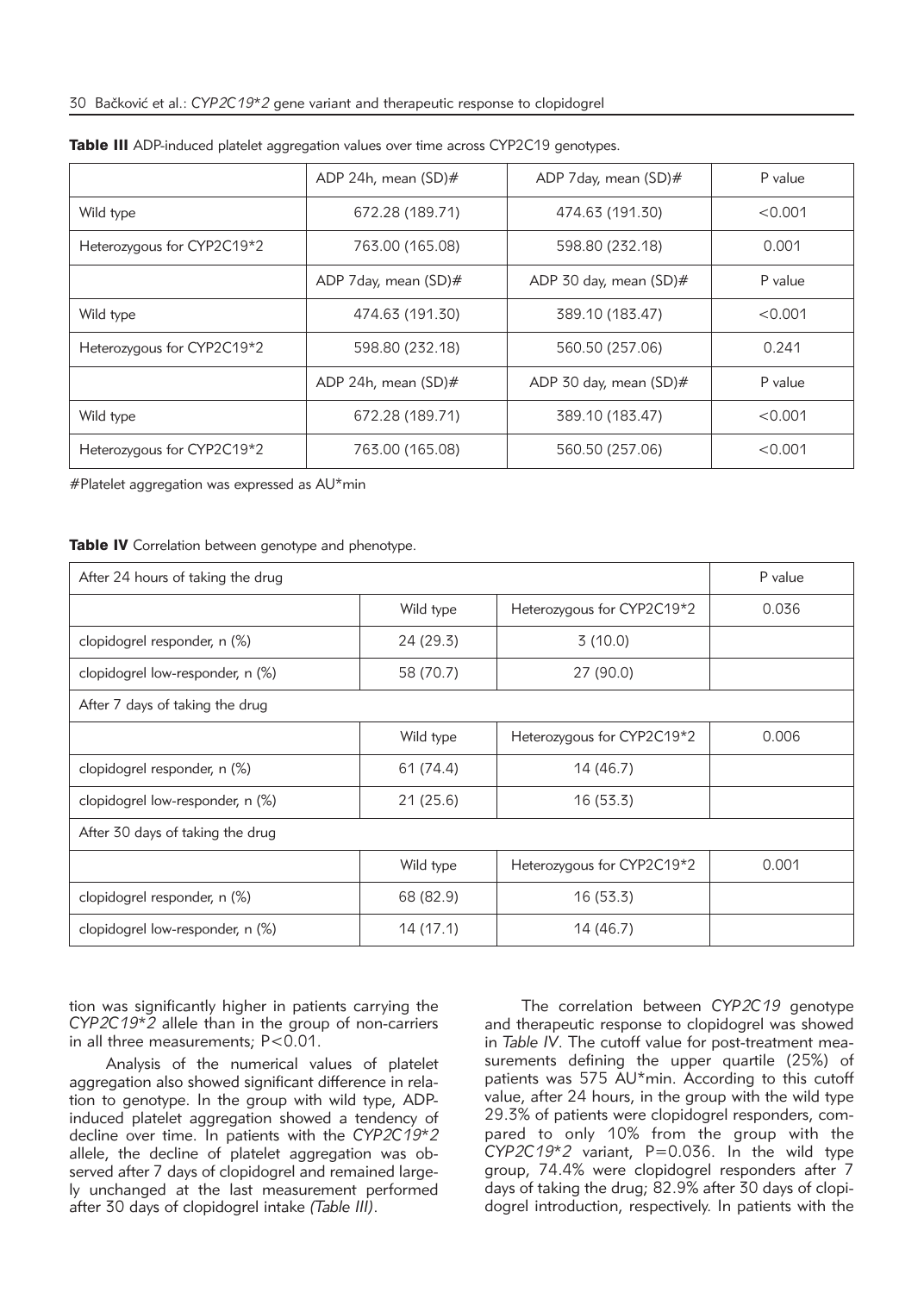**Table III** ADP-induced platelet aggregation values over time across CYP2C19 genotypes.

| | ADP 24h, mean (SD)# | ADP 7day, mean (SD)# | P value |
|---|---|---|---|
| Wild type | 672.28 (189.71) | 474.63 (191.30) | <0.001 |
| Heterozygous for CYP2C19*2 | 763.00 (165.08) | 598.80 (232.18) | 0.001 |
| | ADP 7day, mean (SD)# | ADP 30 day, mean (SD)# | P value |
| Wild type | 474.63 (191.30) | 389.10 (183.47) | <0.001 |
| Heterozygous for CYP2C19*2 | 598.80 (232.18) | 560.50 (257.06) | 0.241 |
| | ADP 24h, mean (SD)# | ADP 30 day, mean (SD)# | P value |
| Wild type | 672.28 (189.71) | 389.10 (183.47) | <0.001 |
| Heterozygous for CYP2C19*2 | 763.00 (165.08) | 560.50 (257.06) | <0.001 |

#Platelet aggregation was expressed as AU*min

**Table IV** Correlation between genotype and phenotype.

| After 24 hours of taking the drug | | | P value |
|---|---|---|---|
| | Wild type | Heterozygous for CYP2C19*2 | 0.036 |
| clopidogrel responder, n (%) | 24 (29.3) | 3 (10.0) | |
| clopidogrel low-responder, n (%) | 58 (70.7) | 27 (90.0) | |
| After 7 days of taking the drug | | | |
| | Wild type | Heterozygous for CYP2C19*2 | 0.006 |
| clopidogrel responder, n (%) | 61 (74.4) | 14 (46.7) | |
| clopidogrel low-responder, n (%) | 21 (25.6) | 16 (53.3) | |
| After 30 days of taking the drug | | | |
| | Wild type | Heterozygous for CYP2C19*2 | 0.001 |
| clopidogrel responder, n (%) | 68 (82.9) | 16 (53.3) | |
| clopidogrel low-responder, n (%) | 14 (17.1) | 14 (46.7) | |

tion was significantly higher in patients carrying the *CYP2C19*2* allele than in the group of non-carriers in all three measurements; $P<0.01$.

Analysis of the numerical values of platelet aggregation also showed significant difference in relation to genotype. In the group with wild type, ADP-induced platelet aggregation showed a tendency of decline over time. In patients with the *CYP2C19*2* allele, the decline of platelet aggregation was observed after 7 days of clopidogrel and remained largely unchanged at the last measurement performed after 30 days of clopidogrel intake *(Table III)*.

The correlation between *CYP2C19* genotype and therapeutic response to clopidogrel was showed in *Table IV*. The cutoff value for post-treatment measurements defining the upper quartile (25%) of patients was 575 AU*min. According to this cutoff value, after 24 hours, in the group with the wild type 29.3% of patients were clopidogrel responders, compared to only 10% from the group with the *CYP2C19*2* variant, $P=0.036$. In the wild type group, 74.4% were clopidogrel responders after 7 days of taking the drug; 82.9% after 30 days of clopidogrel introduction, respectively. In patients with the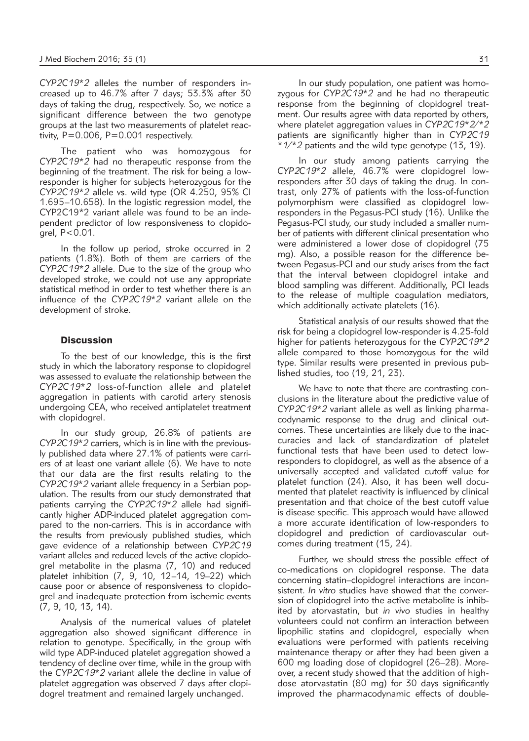*CYP2C19*2* alleles the number of responders increased up to 46.7% after 7 days; 53.3% after 30 days of taking the drug, respectively. So, we notice a significant difference between the two genotype groups at the last two measurements of platelet reactivity, $P=0.006$, $P=0.001$ respectively.

The patient who was homozygous for *CYP2C19*2* had no therapeutic response from the beginning of the treatment. The risk for being a low-responder is higher for subjects heterozygous for the *CYP2C19*2* allele vs. wild type (OR 4.250, 95% CI 1.695–10.658). In the logistic regression model, the CYP2C19*2 variant allele was found to be an independent predictor of low responsiveness to clopidogrel, $P<0.01$.

In the follow up period, stroke occurred in 2 patients (1.8%). Both of them are carriers of the *CYP2C19*2* allele. Due to the size of the group who developed stroke, we could not use any appropriate statistical method in order to test whether there is an influence of the *CYP2C19*2* variant allele on the development of stroke.

## Discussion

To the best of our knowledge, this is the first study in which the laboratory response to clopidogrel was assessed to evaluate the relationship between the *CYP2C19*2* loss-of-function allele and platelet aggregation in patients with carotid artery stenosis undergoing CEA, who received antiplatelet treatment with clopidogrel.

In our study group, 26.8% of patients are *CYP2C19*2* carriers, which is in line with the previously published data where 27.1% of patients were carriers of at least one variant allele (6). We have to note that our data are the first results relating to the *CYP2C19*2* variant allele frequency in a Serbian population. The results from our study demonstrated that patients carrying the *CYP2C19*2* allele had significantly higher ADP-induced platelet aggregation compared to the non-carriers. This is in accordance with the results from previously published studies, which gave evidence of a relationship between *CYP2C19* variant alleles and reduced levels of the active clopidogrel metabolite in the plasma (7, 10) and reduced platelet inhibition (7, 9, 10, 12–14, 19–22) which cause poor or absence of responsiveness to clopidogrel and inadequate protection from ischemic events (7, 9, 10, 13, 14).

Analysis of the numerical values of platelet aggregation also showed significant difference in relation to genotype. Specifically, in the group with wild type ADP-induced platelet aggregation showed a tendency of decline over time, while in the group with the *CYP2C19*2* variant allele the decline in value of platelet aggregation was observed 7 days after clopidogrel treatment and remained largely unchanged.

In our study population, one patient was homozygous for *CYP2C19*2* and he had no therapeutic response from the beginning of clopidogrel treatment. Our results agree with data reported by others, where platelet aggregation values in *CYP2C19*2/*2* patients are significantly higher than in *CYP2C19 *1/*2* patients and the wild type genotype (13, 19).

In our study among patients carrying the *CYP2C19*2* allele, 46.7% were clopidogrel low-responders after 30 days of taking the drug. In contrast, only 27% of patients with the loss-of-function polymorphism were classified as clopidogrel low-responders in the Pegasus-PCI study (16). Unlike the Pegasus-PCI study, our study included a smaller number of patients with different clinical presentation who were administered a lower dose of clopidogrel (75 mg). Also, a possible reason for the difference between Pegasus-PCI and our study arises from the fact that the interval between clopidogrel intake and blood sampling was different. Additionally, PCI leads to the release of multiple coagulation mediators, which additionally activate platelets (16).

Statistical analysis of our results showed that the risk for being a clopidogrel low-responder is 4.25-fold higher for patients heterozygous for the *CYP2C19*2* allele compared to those homozygous for the wild type. Similar results were presented in previous published studies, too (19, 21, 23).

We have to note that there are contrasting conclusions in the literature about the predictive value of *CYP2C19*2* variant allele as well as linking pharmacodynamic response to the drug and clinical outcomes. These uncertainties are likely due to the inaccuracies and lack of standardization of platelet functional tests that have been used to detect low-responders to clopidogrel, as well as the absence of a universally accepted and validated cutoff value for platelet function (24). Also, it has been well documented that platelet reactivity is influenced by clinical presentation and that choice of the best cutoff value is disease specific. This approach would have allowed a more accurate identification of low-responders to clopidogrel and prediction of cardiovascular outcomes during treatment (15, 24).

Further, we should stress the possible effect of co-medications on clopidogrel response. The data concerning statin–clopidogrel interactions are inconsistent. *In vitro* studies have showed that the conversion of clopidogrel into the active metabolite is inhibited by atorvastatin, but *in vivo* studies in healthy volunteers could not confirm an interaction between lipophilic statins and clopidogrel, especially when evaluations were performed with patients receiving maintenance therapy or after they had been given a 600 mg loading dose of clopidogrel (26–28). Moreover, a recent study showed that the addition of high-dose atorvastatin (80 mg) for 30 days significantly improved the pharmacodynamic effects of double-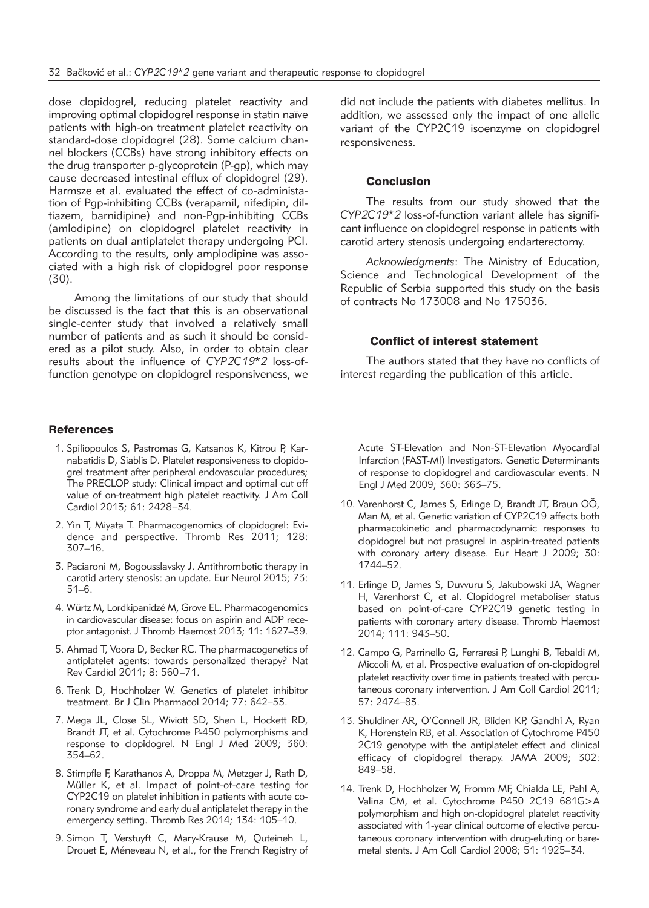dose clopidogrel, reducing platelet reactivity and improving optimal clopidogrel response in statin naïve patients with high-on treatment platelet reactivity on standard-dose clopidogrel (28). Some calcium channel blockers (CCBs) have strong inhibitory effects on the drug transporter p-glycoprotein (P-gp), which may cause decreased intestinal efflux of clopidogrel (29). Harmsze et al. evaluated the effect of co-administation of Pgp-inhibiting CCBs (verapamil, nifedipin, diltiazem, barnidipine) and non-Pgp-inhibiting CCBs (amlodipine) on clopidogrel platelet reactivity in patients on dual antiplatelet therapy undergoing PCI. According to the results, only amplodipine was associated with a high risk of clopidogrel poor response (30).

Among the limitations of our study that should be discussed is the fact that this is an observational single-center study that involved a relatively small number of patients and as such it should be considered as a pilot study. Also, in order to obtain clear results about the influence of *CYP2C19\*2* loss-of-function genotype on clopidogrel responsiveness, we did not include the patients with diabetes mellitus. In addition, we assessed only the impact of one allelic variant of the CYP2C19 isoenzyme on clopidogrel responsiveness.

## Conclusion

The results from our study showed that the *CYP2C19\*2* loss-of-function variant allele has significant influence on clopidogrel response in patients with carotid artery stenosis undergoing endarterectomy.

*Acknowledgments*: The Ministry of Education, Science and Technological Development of the Republic of Serbia supported this study on the basis of contracts No 173008 and No 175036.

## Conflict of interest statement

The authors stated that they have no conflicts of interest regarding the publication of this article.

## References

1. Spiliopoulos S, Pastromas G, Katsanos K, Kitrou P, Karnabatidis D, Siablis D. Platelet responsiveness to clopidogrel treatment after peripheral endovascular procedures; The PRECLOP study: Clinical impact and optimal cut off value of on-treatment high platelet reactivity. J Am Coll Cardiol 2013; 61: 2428–34.
2. Yin T, Miyata T. Pharmacogenomics of clopidogrel: Evidence and perspective. Thromb Res 2011; 128: 307–16.
3. Paciaroni M, Bogousslavsky J. Antithrombotic therapy in carotid artery stenosis: an update. Eur Neurol 2015; 73: 51–6.
4. Würtz M, Lordkipanidzé M, Grove EL. Pharmacogenomics in cardiovascular disease: focus on aspirin and ADP receptor antagonist. J Thromb Haemost 2013; 11: 1627–39.
5. Ahmad T, Voora D, Becker RC. The pharmacogenetics of antiplatelet agents: towards personalized therapy? Nat Rev Cardiol 2011; 8: 560–71.
6. Trenk D, Hochholzer W. Genetics of platelet inhibitor treatment. Br J Clin Pharmacol 2014; 77: 642–53.
7. Mega JL, Close SL, Wiviott SD, Shen L, Hockett RD, Brandt JT, et al. Cytochrome P-450 polymorphisms and response to clopidogrel. N Engl J Med 2009; 360: 354–62.
8. Stimpfle F, Karathanos A, Droppa M, Metzger J, Rath D, Müller K, et al. Impact of point-of-care testing for CYP2C19 on platelet inhibition in patients with acute coronary syndrome and early dual antiplatelet therapy in the emergency setting. Thromb Res 2014; 134: 105–10.
9. Simon T, Verstuyft C, Mary-Krause M, Quteineh L, Drouet E, Méneveau N, et al., for the French Registry of Acute ST-Elevation and Non-ST-Elevation Myocardial Infarction (FAST-MI) Investigators. Genetic Determinants of response to clopidogrel and cardiovascular events. N Engl J Med 2009; 360: 363–75.
10. Varenhorst C, James S, Erlinge D, Brandt JT, Braun OÖ, Man M, et al. Genetic variation of CYP2C19 affects both pharmacokinetic and pharmacodynamic responses to clopidogrel but not prasugrel in aspirin-treated patients with coronary artery disease. Eur Heart J 2009; 30: 1744–52.
11. Erlinge D, James S, Duvvuru S, Jakubowski JA, Wagner H, Varenhorst C, et al. Clopidogrel metaboliser status based on point-of-care CYP2C19 genetic testing in patients with coronary artery disease. Thromb Haemost 2014; 111: 943–50.
12. Campo G, Parrinello G, Ferraresi P, Lunghi B, Tebaldi M, Miccoli M, et al. Prospective evaluation of on-clopidogrel platelet reactivity over time in patients treated with percutaneous coronary intervention. J Am Coll Cardiol 2011; 57: 2474–83.
13. Shuldiner AR, O'Connell JR, Bliden KP, Gandhi A, Ryan K, Horenstein RB, et al. Association of Cytochrome P450 2C19 genotype with the antiplatelet effect and clinical efficacy of clopidogrel therapy. JAMA 2009; 302: 849–58.
14. Trenk D, Hochholzer W, Fromm MF, Chialda LE, Pahl A, Valina CM, et al. Cytochrome P450 2C19 681G>A polymorphism and high on-clopidogrel platelet reactivity associated with 1-year clinical outcome of elective percutaneous coronary intervention with drug-eluting or bare-metal stents. J Am Coll Cardiol 2008; 51: 1925–34.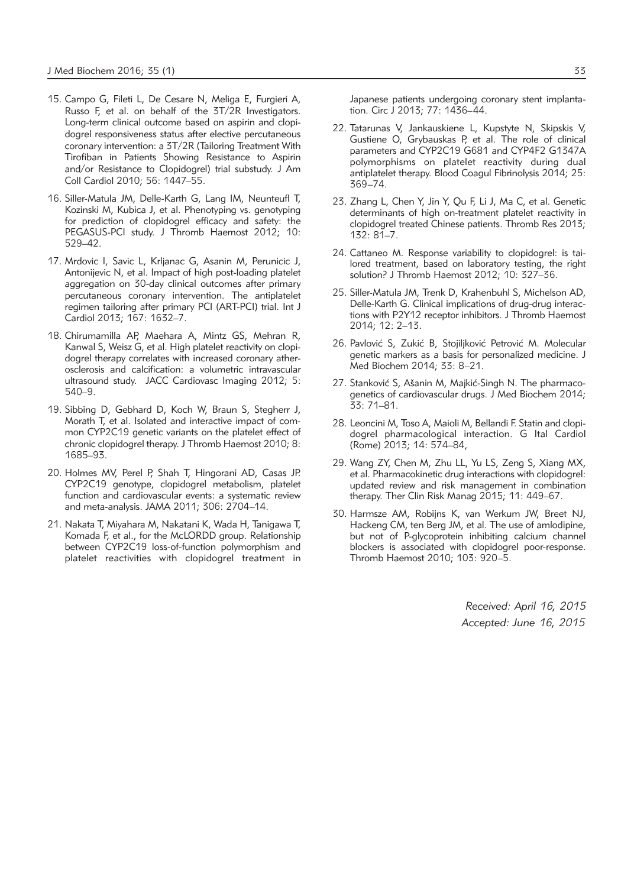15. Campo G, Fileti L, De Cesare N, Meliga E, Furgieri A, Russo F, et al. on behalf of the 3T/2R Investigators. Long-term clinical outcome based on aspirin and clopidogrel responsiveness status after elective percutaneous coronary intervention: a 3T/2R (Tailoring Treatment With Tirofiban in Patients Showing Resistance to Aspirin and/or Resistance to Clopidogrel) trial substudy. J Am Coll Cardiol 2010; 56: 1447–55.

16. Siller-Matula JM, Delle-Karth G, Lang IM, Neunteufl T, Kozinski M, Kubica J, et al. Phenotyping vs. genotyping for prediction of clopidogrel efficacy and safety: the PEGASUS-PCI study. J Thromb Haemost 2012; 10: 529–42.

17. Mrdovic I, Savic L, Krljanac G, Asanin M, Perunicic J, Antonijevic N, et al. Impact of high post-loading platelet aggregation on 30-day clinical outcomes after primary percutaneous coronary intervention. The antiplatelet regimen tailoring after primary PCI (ART-PCI) trial. Int J Cardiol 2013; 167: 1632–7.

18. Chirumamilla AP, Maehara A, Mintz GS, Mehran R, Kanwal S, Weisz G, et al. High platelet reactivity on clopidogrel therapy correlates with increased coronary atherosclerosis and calcification: a volumetric intravascular ultrasound study. JACC Cardiovasc Imaging 2012; 5: 540–9.

19. Sibbing D, Gebhard D, Koch W, Braun S, Stegherr J, Morath T, et al. Isolated and interactive impact of common CYP2C19 genetic variants on the platelet effect of chronic clopidogrel therapy. J Thromb Haemost 2010; 8: 1685–93.

20. Holmes MV, Perel P, Shah T, Hingorani AD, Casas JP. CYP2C19 genotype, clopidogrel metabolism, platelet function and cardiovascular events: a systematic review and meta-analysis. JAMA 2011; 306: 2704–14.

21. Nakata T, Miyahara M, Nakatani K, Wada H, Tanigawa T, Komada F, et al., for the McLORDD group. Relationship between CYP2C19 loss-of-function polymorphism and platelet reactivities with clopidogrel treatment in Japanese patients undergoing coronary stent implantation. Circ J 2013; 77: 1436–44.

22. Tatarunas V, Jankauskiene L, Kupstyte N, Skipskis V, Gustiene O, Grybauskas P, et al. The role of clinical parameters and CYP2C19 G681 and CYP4F2 G1347A polymorphisms on platelet reactivity during dual antiplatelet therapy. Blood Coagul Fibrinolysis 2014; 25: 369–74.

23. Zhang L, Chen Y, Jin Y, Qu F, Li J, Ma C, et al. Genetic determinants of high on-treatment platelet reactivity in clopidogrel treated Chinese patients. Thromb Res 2013; 132: 81–7.

24. Cattaneo M. Response variability to clopidogrel: is tailored treatment, based on laboratory testing, the right solution? J Thromb Haemost 2012; 10: 327–36.

25. Siller-Matula JM, Trenk D, Krahenbuhl S, Michelson AD, Delle-Karth G. Clinical implications of drug-drug interactions with P2Y12 receptor inhibitors. J Thromb Haemost 2014; 12: 2–13.

26. Pavlović S, Zukić B, Stojiljković Petrović M. Molecular genetic markers as a basis for personalized medicine. J Med Biochem 2014; 33: 8–21.

27. Stanković S, Ašanin M, Majkić-Singh N. The pharmacogenetics of cardiovascular drugs. J Med Biochem 2014; 33: 71–81.

28. Leoncini M, Toso A, Maioli M, Bellandi F. Statin and clopidogrel pharmacological interaction. G Ital Cardiol (Rome) 2013; 14: 574–84,

29. Wang ZY, Chen M, Zhu LL, Yu LS, Zeng S, Xiang MX, et al. Pharmacokinetic drug interactions with clopidogrel: updated review and risk management in combination therapy. Ther Clin Risk Manag 2015; 11: 449–67.

30. Harmsze AM, Robijns K, van Werkum JW, Breet NJ, Hackeng CM, ten Berg JM, et al. The use of amlodipine, but not of P-glycoprotein inhibiting calcium channel blockers is associated with clopidogrel poor-response. Thromb Haemost 2010; 103: 920–5.

*Received: April 16, 2015*
*Accepted: June 16, 2015*